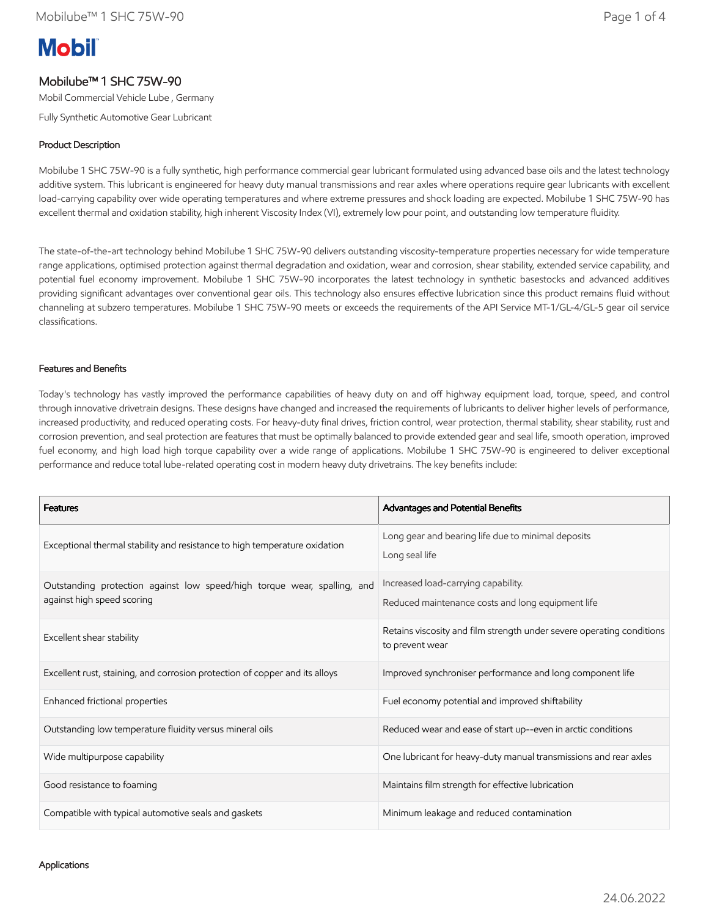# Mobilube™ 1 SHC 75W-90

Mobil Commercial Vehicle Lube , Germany

Fully Synthetic Automotive Gear Lubricant

## Product Description

Mobilube 1 SHC 75W-90 is a fully synthetic, high performance commercial gear lubricant formulated using advanced base oils and the latest technology additive system. This lubricant is engineered for heavy duty manual transmissions and rear axles where operations require gear lubricants with excellent load-carrying capability over wide operating temperatures and where extreme pressures and shock loading are expected. Mobilube 1 SHC 75W-90 has excellent thermal and oxidation stability, high inherent Viscosity Index (VI), extremely low pour point, and outstanding low temperature fluidity.

The state-of-the-art technology behind Mobilube 1 SHC 75W-90 delivers outstanding viscosity-temperature properties necessary for wide temperature range applications, optimised protection against thermal degradation and oxidation, wear and corrosion, shear stability, extended service capability, and potential fuel economy improvement. Mobilube 1 SHC 75W-90 incorporates the latest technology in synthetic basestocks and advanced additives providing significant advantages over conventional gear oils. This technology also ensures effective lubrication since this product remains fluid without channeling at subzero temperatures. Mobilube 1 SHC 75W-90 meets or exceeds the requirements of the API Service MT-1/GL-4/GL-5 gear oil service classifications.

## Features and Benefits

Today's technology has vastly improved the performance capabilities of heavy duty on and off highway equipment load, torque, speed, and control through innovative drivetrain designs. These designs have changed and increased the requirements of lubricants to deliver higher levels of performance, increased productivity, and reduced operating costs. For heavy-duty final drives, friction control, wear protection, thermal stability, shear stability, rust and corrosion prevention, and seal protection are features that must be optimally balanced to provide extended gear and seal life, smooth operation, improved fuel economy, and high load high torque capability over a wide range of applications. Mobilube 1 SHC 75W-90 is engineered to deliver exceptional performance and reduce total lube-related operating cost in modern heavy duty drivetrains. The key benefits include:

| Features | Advantages and Potential Benefits |
| --- | --- |
| Exceptional thermal stability and resistance to high temperature oxidation | Long gear and bearing life due to minimal deposits<br>Long seal life |
| Outstanding protection against low speed/high torque wear, spalling, and against high speed scoring | Increased load-carrying capability.<br>Reduced maintenance costs and long equipment life |
| Excellent shear stability | Retains viscosity and film strength under severe operating conditions to prevent wear |
| Excellent rust, staining, and corrosion protection of copper and its alloys | Improved synchroniser performance and long component life |
| Enhanced frictional properties | Fuel economy potential and improved shiftability |
| Outstanding low temperature fluidity versus mineral oils | Reduced wear and ease of start up--even in arctic conditions |
| Wide multipurpose capability | One lubricant for heavy-duty manual transmissions and rear axles |
| Good resistance to foaming | Maintains film strength for effective lubrication |
| Compatible with typical automotive seals and gaskets | Minimum leakage and reduced contamination |

## Applications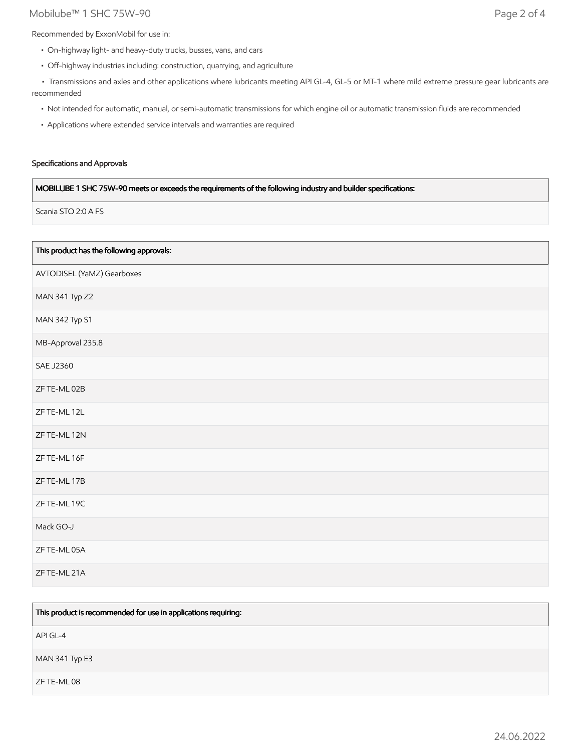Recommended by ExxonMobil for use in:

- On-highway light- and heavy-duty trucks, busses, vans, and cars
- Off-highway industries including: construction, quarrying, and agriculture
- Transmissions and axles and other applications where lubricants meeting API GL-4, GL-5 or MT-1 where mild extreme pressure gear lubricants are recommended
- Not intended for automatic, manual, or semi-automatic transmissions for which engine oil or automatic transmission fluids are recommended
- Applications where extended service intervals and warranties are required

### Specifications and Approvals

| MOBILUBE 1 SHC 75W-90 meets or exceeds the requirements of the following industry and builder specifications: |
| --- |
| Scania STO 2:0 A FS |

| This product has the following approvals: |
| --- |
| AVTODISEL (YaMZ) Gearboxes |
| MAN 341 Typ Z2 |
| MAN 342 Typ S1 |
| MB-Approval 235.8 |
| SAE J2360 |
| ZF TE-ML 02B |
| ZF TE-ML 12L |
| ZF TE-ML 12N |
| ZF TE-ML 16F |
| ZF TE-ML 17B |
| ZF TE-ML 19C |
| Mack GO-J |
| ZF TE-ML 05A |
| ZF TE-ML 21A |

| This product is recommended for use in applications requiring: |
| --- |
| API GL-4 |
| MAN 341 Typ E3 |
| ZF TE-ML 08 |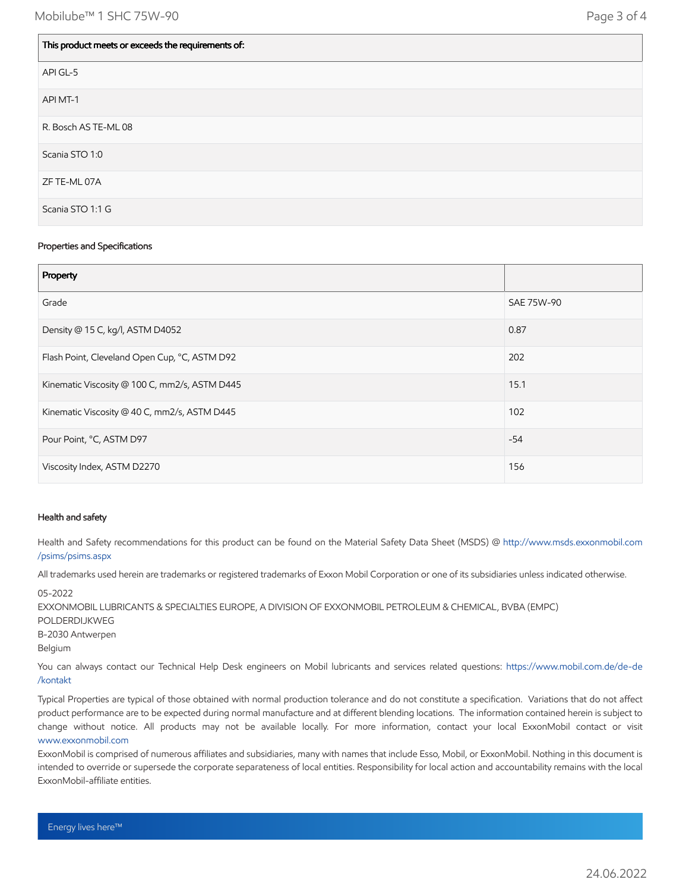| This product meets or exceeds the requirements of: |
|---|
| API GL-5 |
| API MT-1 |
| R. Bosch AS TE-ML 08 |
| Scania STO 1:0 |
| ZF TE-ML 07A |
| Scania STO 1:1 G |

### Properties and Specifications

| Property | |
|---|---|
| Grade | SAE 75W-90 |
| Density @ 15 C, kg/l, ASTM D4052 | 0.87 |
| Flash Point, Cleveland Open Cup, °C, ASTM D92 | 202 |
| Kinematic Viscosity @ 100 C, mm2/s, ASTM D445 | 15.1 |
| Kinematic Viscosity @ 40 C, mm2/s, ASTM D445 | 102 |
| Pour Point, °C, ASTM D97 | -54 |
| Viscosity Index, ASTM D2270 | 156 |

### Health and safety

Health and Safety recommendations for this product can be found on the Material Safety Data Sheet (MSDS) @ http://www.msds.exxonmobil.com/psims/psims.aspx

All trademarks used herein are trademarks or registered trademarks of Exxon Mobil Corporation or one of its subsidiaries unless indicated otherwise.

05-2022
EXXONMOBIL LUBRICANTS & SPECIALTIES EUROPE, A DIVISION OF EXXONMOBIL PETROLEUM & CHEMICAL, BVBA (EMPC)
POLDERDIJKWEG
B-2030 Antwerpen
Belgium

You can always contact our Technical Help Desk engineers on Mobil lubricants and services related questions: https://www.mobil.com.de/de-de/kontakt

Typical Properties are typical of those obtained with normal production tolerance and do not constitute a specification. Variations that do not affect product performance are to be expected during normal manufacture and at different blending locations. The information contained herein is subject to change without notice. All products may not be available locally. For more information, contact your local ExxonMobil contact or visit www.exxonmobil.com

ExxonMobil is comprised of numerous affiliates and subsidiaries, many with names that include Esso, Mobil, or ExxonMobil. Nothing in this document is intended to override or supersede the corporate separateness of local entities. Responsibility for local action and accountability remains with the local ExxonMobil-affiliate entities.

Energy lives here™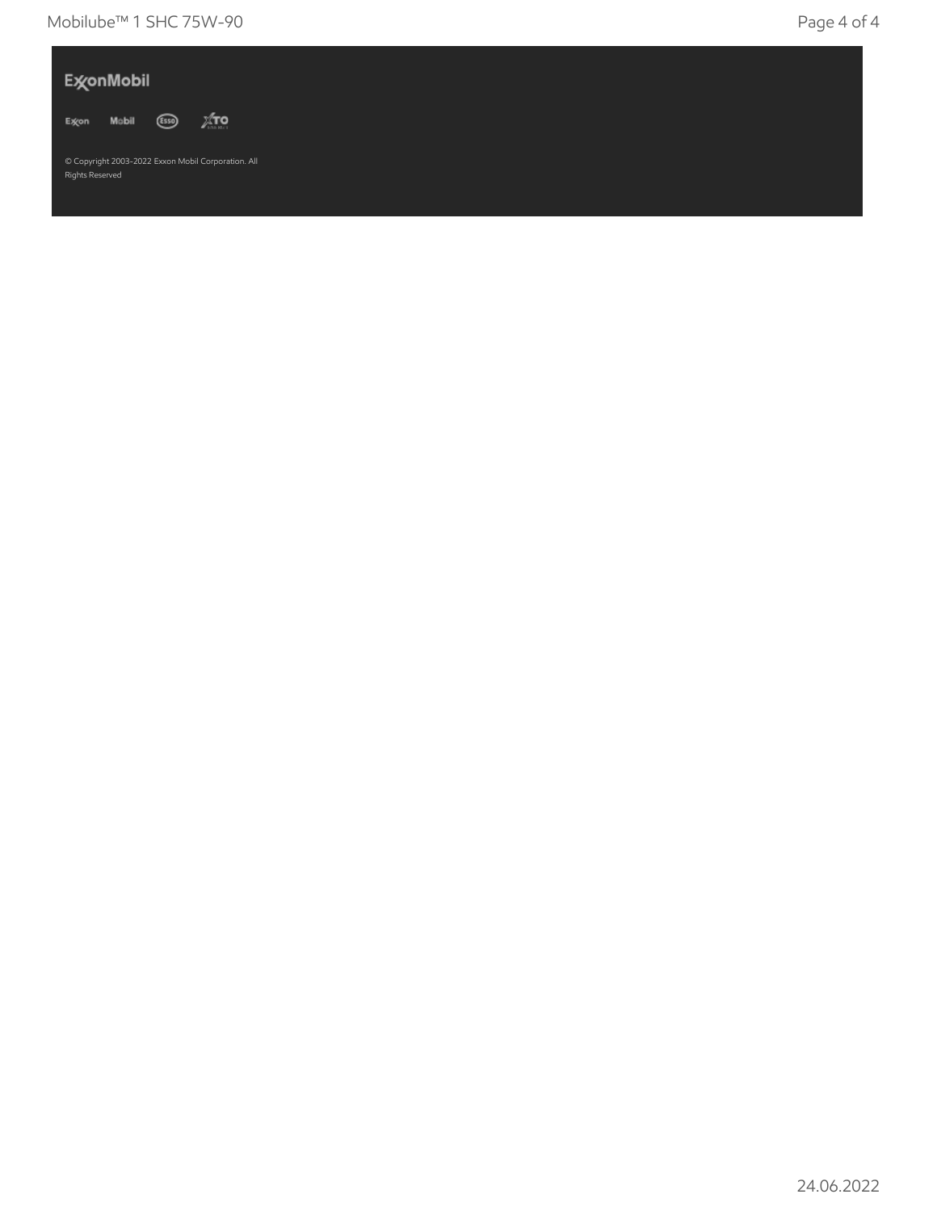ExxonMobil

Exxon Mobil Esso XTO

© Copyright 2003-2022 Exxon Mobil Corporation. All Rights Reserved